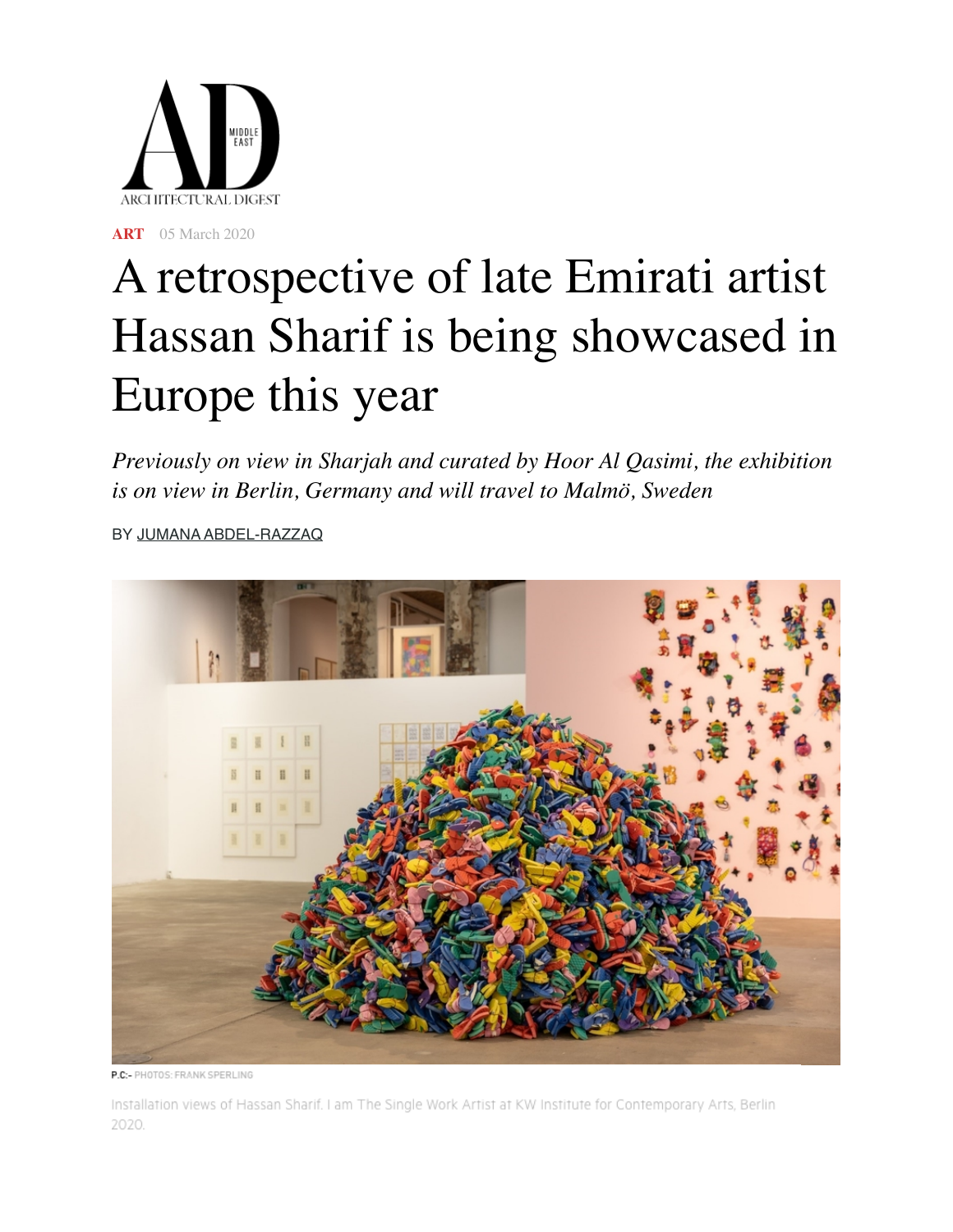**ART** 05 March 2020

# A retrospective of late Emirati artist Hassan Sharif is being showcased in Europe this year

*Previously on view in Sharjah and curated by Hoor Al Qasimi, the exhibition is on view in Berlin, Germany and will travel to Malmö, Sweden*

BY JUMANA ABDEL-RAZZAQ

P.C:- PHOTOS: FRANK SPERLING

Installation views of Hassan Sharif. I am The Single Work Artist at KW Institute for Contemporary Arts, Berlin 2020.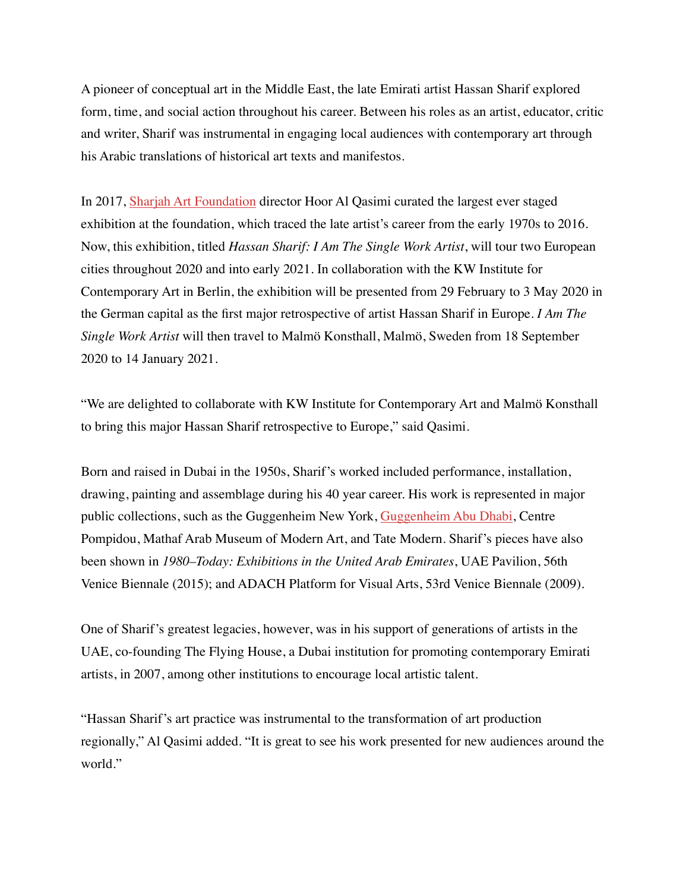A pioneer of conceptual art in the Middle East, the late Emirati artist Hassan Sharif explored form, time, and social action throughout his career. Between his roles as an artist, educator, critic and writer, Sharif was instrumental in engaging local audiences with contemporary art through his Arabic translations of historical art texts and manifestos.

In 2017, Sharjah Art Foundation director Hoor Al Qasimi curated the largest ever staged exhibition at the foundation, which traced the late artist's career from the early 1970s to 2016. Now, this exhibition, titled *Hassan Sharif: I Am The Single Work Artist*, will tour two European cities throughout 2020 and into early 2021. In collaboration with the KW Institute for Contemporary Art in Berlin, the exhibition will be presented from 29 February to 3 May 2020 in the German capital as the first major retrospective of artist Hassan Sharif in Europe. *I Am The Single Work Artist* will then travel to Malmö Konsthall, Malmö, Sweden from 18 September 2020 to 14 January 2021.

"We are delighted to collaborate with KW Institute for Contemporary Art and Malmö Konsthall to bring this major Hassan Sharif retrospective to Europe," said Qasimi.

Born and raised in Dubai in the 1950s, Sharif's worked included performance, installation, drawing, painting and assemblage during his 40 year career. His work is represented in major public collections, such as the Guggenheim New York, Guggenheim Abu Dhabi, Centre Pompidou, Mathaf Arab Museum of Modern Art, and Tate Modern. Sharif's pieces have also been shown in *1980–Today: Exhibitions in the United Arab Emirates*, UAE Pavilion, 56th Venice Biennale (2015); and ADACH Platform for Visual Arts, 53rd Venice Biennale (2009).

One of Sharif's greatest legacies, however, was in his support of generations of artists in the UAE, co-founding The Flying House, a Dubai institution for promoting contemporary Emirati artists, in 2007, among other institutions to encourage local artistic talent.

"Hassan Sharif's art practice was instrumental to the transformation of art production regionally," Al Qasimi added. "It is great to see his work presented for new audiences around the world."